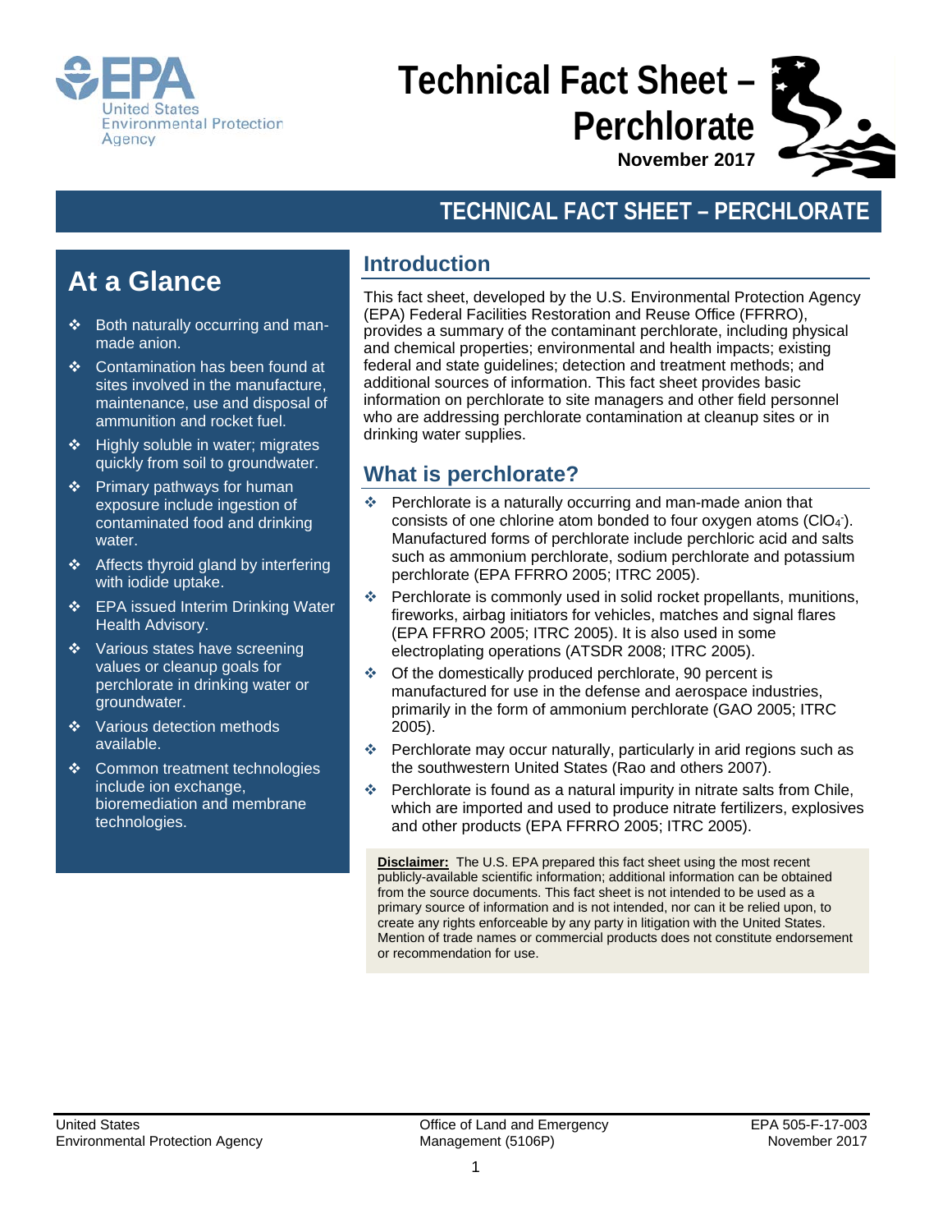# Technical Fact Sheet – Perchlorate

November 2017

## TECHNICAL FACT SHEET – PERCHLORATE

## At a Glance

- Both naturally occurring and man-made anion.
- Contamination has been found at sites involved in the manufacture, maintenance, use and disposal of ammunition and rocket fuel.
- Highly soluble in water; migrates quickly from soil to groundwater.
- Primary pathways for human exposure include ingestion of contaminated food and drinking water.
- Affects thyroid gland by interfering with iodide uptake.
- EPA issued Interim Drinking Water Health Advisory.
- Various states have screening values or cleanup goals for perchlorate in drinking water or groundwater.
- Various detection methods available.
- Common treatment technologies include ion exchange, bioremediation and membrane technologies.

## Introduction

This fact sheet, developed by the U.S. Environmental Protection Agency (EPA) Federal Facilities Restoration and Reuse Office (FFRRO), provides a summary of the contaminant perchlorate, including physical and chemical properties; environmental and health impacts; existing federal and state guidelines; detection and treatment methods; and additional sources of information. This fact sheet provides basic information on perchlorate to site managers and other field personnel who are addressing perchlorate contamination at cleanup sites or in drinking water supplies.

## What is perchlorate?

- Perchlorate is a naturally occurring and man-made anion that consists of one chlorine atom bonded to four oxygen atoms ($ClO_4^-$). Manufactured forms of perchlorate include perchloric acid and salts such as ammonium perchlorate, sodium perchlorate and potassium perchlorate (EPA FFRRO 2005; ITRC 2005).
- Perchlorate is commonly used in solid rocket propellants, munitions, fireworks, airbag initiators for vehicles, matches and signal flares (EPA FFRRO 2005; ITRC 2005). It is also used in some electroplating operations (ATSDR 2008; ITRC 2005).
- Of the domestically produced perchlorate, 90 percent is manufactured for use in the defense and aerospace industries, primarily in the form of ammonium perchlorate (GAO 2005; ITRC 2005).
- Perchlorate may occur naturally, particularly in arid regions such as the southwestern United States (Rao and others 2007).
- Perchlorate is found as a natural impurity in nitrate salts from Chile, which are imported and used to produce nitrate fertilizers, explosives and other products (EPA FFRRO 2005; ITRC 2005).

**Disclaimer:** The U.S. EPA prepared this fact sheet using the most recent publicly-available scientific information; additional information can be obtained from the source documents. This fact sheet is not intended to be used as a primary source of information and is not intended, nor can it be relied upon, to create any rights enforceable by any party in litigation with the United States. Mention of trade names or commercial products does not constitute endorsement or recommendation for use.

United States Environmental Protection Agency | Office of Land and Emergency Management (5106P) | EPA 505-F-17-003 November 2017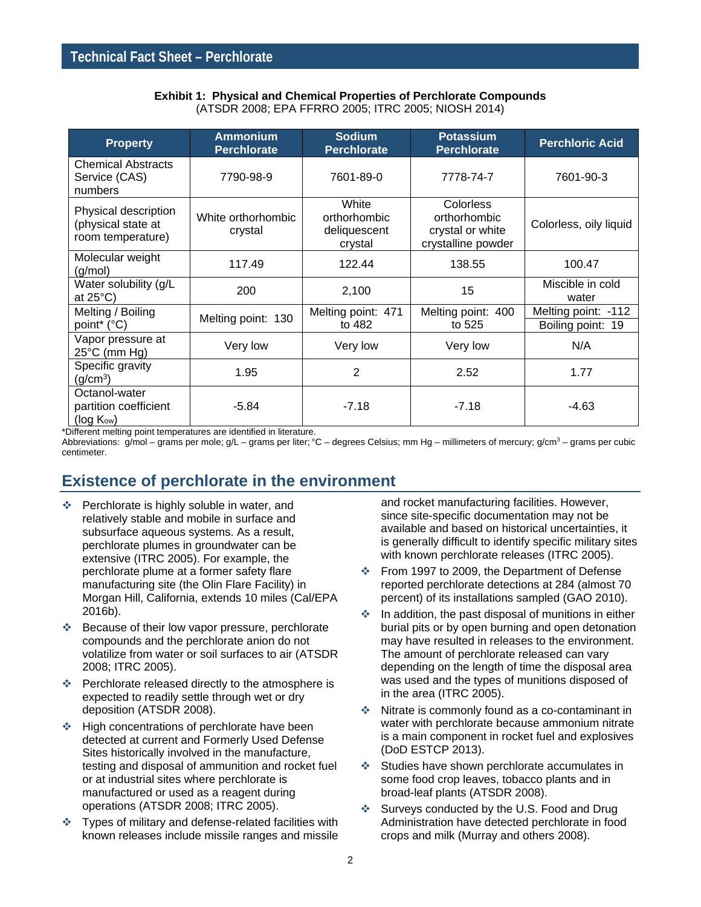## Technical Fact Sheet – Perchlorate

**Exhibit 1: Physical and Chemical Properties of Perchlorate Compounds**
(ATSDR 2008; EPA FFRRO 2005; ITRC 2005; NIOSH 2014)

| Property | Ammonium Perchlorate | Sodium Perchlorate | Potassium Perchlorate | Perchloric Acid |
|---|---|---|---|---|
| Chemical Abstracts Service (CAS) numbers | 7790-98-9 | 7601-89-0 | 7778-74-7 | 7601-90-3 |
| Physical description (physical state at room temperature) | White orthorhombic crystal | White orthorhombic deliquescent crystal | Colorless orthorhombic crystal or white crystalline powder | Colorless, oily liquid |
| Molecular weight (g/mol) | 117.49 | 122.44 | 138.55 | 100.47 |
| Water solubility (g/L at 25°C) | 200 | 2,100 | 15 | Miscible in cold water |
| Melting / Boiling point* (°C) | Melting point: 130 | Melting point: 471 to 482 | Melting point: 400 to 525 | Melting point: -112<br>Boiling point: 19 |
| Vapor pressure at 25°C (mm Hg) | Very low | Very low | Very low | N/A |
| Specific gravity ($g/cm^3$) | 1.95 | 2 | 2.52 | 1.77 |
| Octanol-water partition coefficient ($\log K_{ow}$) | -5.84 | -7.18 | -7.18 | -4.63 |

*Different melting point temperatures are identified in literature.
Abbreviations: g/mol – grams per mole; g/L – grams per liter; °C – degrees Celsius; mm Hg – millimeters of mercury; $g/cm^3$ – grams per cubic centimeter.

## Existence of perchlorate in the environment

- Perchlorate is highly soluble in water, and relatively stable and mobile in surface and subsurface aqueous systems. As a result, perchlorate plumes in groundwater can be extensive (ITRC 2005). For example, the perchlorate plume at a former safety flare manufacturing site (the Olin Flare Facility) in Morgan Hill, California, extends 10 miles (Cal/EPA 2016b).
- Because of their low vapor pressure, perchlorate compounds and the perchlorate anion do not volatilize from water or soil surfaces to air (ATSDR 2008; ITRC 2005).
- Perchlorate released directly to the atmosphere is expected to readily settle through wet or dry deposition (ATSDR 2008).
- High concentrations of perchlorate have been detected at current and Formerly Used Defense Sites historically involved in the manufacture, testing and disposal of ammunition and rocket fuel or at industrial sites where perchlorate is manufactured or used as a reagent during operations (ATSDR 2008; ITRC 2005).
- Types of military and defense-related facilities with known releases include missile ranges and missile and rocket manufacturing facilities. However, since site-specific documentation may not be available and based on historical uncertainties, it is generally difficult to identify specific military sites with known perchlorate releases (ITRC 2005).
- From 1997 to 2009, the Department of Defense reported perchlorate detections at 284 (almost 70 percent) of its installations sampled (GAO 2010).
- In addition, the past disposal of munitions in either burial pits or by open burning and open detonation may have resulted in releases to the environment. The amount of perchlorate released can vary depending on the length of time the disposal area was used and the types of munitions disposed of in the area (ITRC 2005).
- Nitrate is commonly found as a co-contaminant in water with perchlorate because ammonium nitrate is a main component in rocket fuel and explosives (DoD ESTCP 2013).
- Studies have shown perchlorate accumulates in some food crop leaves, tobacco plants and in broad-leaf plants (ATSDR 2008).
- Surveys conducted by the U.S. Food and Drug Administration have detected perchlorate in food crops and milk (Murray and others 2008).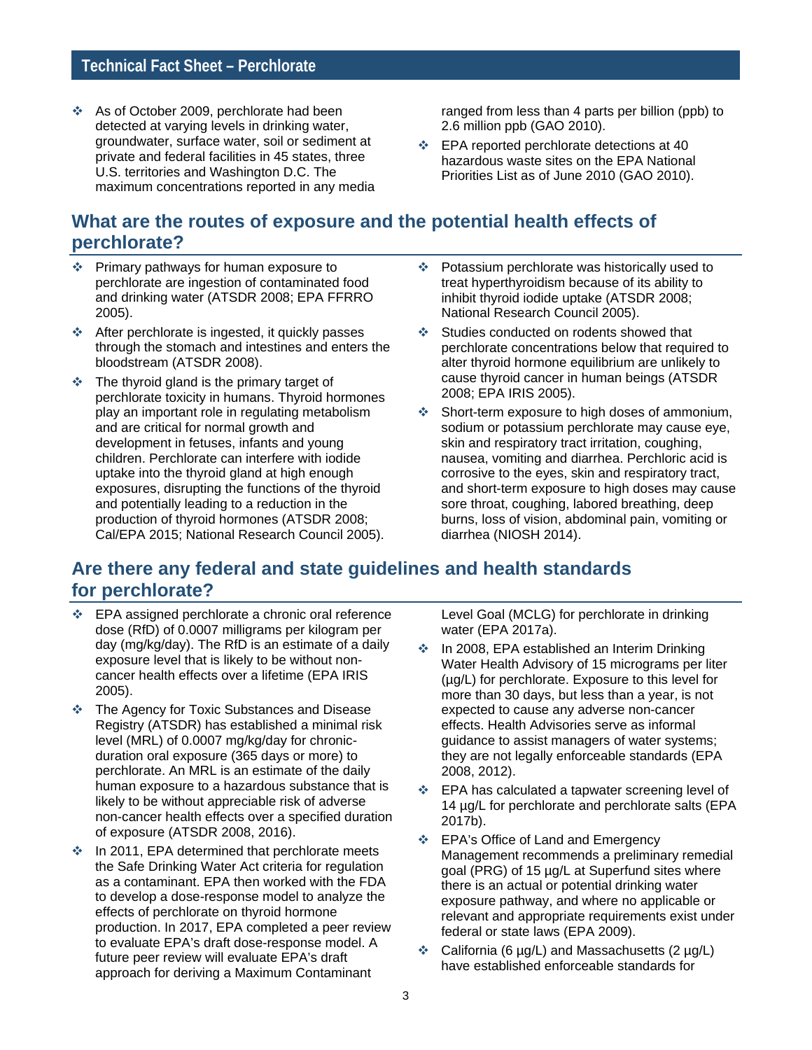- As of October 2009, perchlorate had been detected at varying levels in drinking water, groundwater, surface water, soil or sediment at private and federal facilities in 45 states, three U.S. territories and Washington D.C. The maximum concentrations reported in any media ranged from less than 4 parts per billion (ppb) to 2.6 million ppb (GAO 2010).
- EPA reported perchlorate detections at 40 hazardous waste sites on the EPA National Priorities List as of June 2010 (GAO 2010).

## What are the routes of exposure and the potential health effects of perchlorate?

- Primary pathways for human exposure to perchlorate are ingestion of contaminated food and drinking water (ATSDR 2008; EPA FFRRO 2005).
- After perchlorate is ingested, it quickly passes through the stomach and intestines and enters the bloodstream (ATSDR 2008).
- The thyroid gland is the primary target of perchlorate toxicity in humans. Thyroid hormones play an important role in regulating metabolism and are critical for normal growth and development in fetuses, infants and young children. Perchlorate can interfere with iodide uptake into the thyroid gland at high enough exposures, disrupting the functions of the thyroid and potentially leading to a reduction in the production of thyroid hormones (ATSDR 2008; Cal/EPA 2015; National Research Council 2005).
- Potassium perchlorate was historically used to treat hyperthyroidism because of its ability to inhibit thyroid iodide uptake (ATSDR 2008; National Research Council 2005).
- Studies conducted on rodents showed that perchlorate concentrations below that required to alter thyroid hormone equilibrium are unlikely to cause thyroid cancer in human beings (ATSDR 2008; EPA IRIS 2005).
- Short-term exposure to high doses of ammonium, sodium or potassium perchlorate may cause eye, skin and respiratory tract irritation, coughing, nausea, vomiting and diarrhea. Perchloric acid is corrosive to the eyes, skin and respiratory tract, and short-term exposure to high doses may cause sore throat, coughing, labored breathing, deep burns, loss of vision, abdominal pain, vomiting or diarrhea (NIOSH 2014).

## Are there any federal and state guidelines and health standards for perchlorate?

- EPA assigned perchlorate a chronic oral reference dose (RfD) of 0.0007 milligrams per kilogram per day (mg/kg/day). The RfD is an estimate of a daily exposure level that is likely to be without non-cancer health effects over a lifetime (EPA IRIS 2005).
- The Agency for Toxic Substances and Disease Registry (ATSDR) has established a minimal risk level (MRL) of 0.0007 mg/kg/day for chronic-duration oral exposure (365 days or more) to perchlorate. An MRL is an estimate of the daily human exposure to a hazardous substance that is likely to be without appreciable risk of adverse non-cancer health effects over a specified duration of exposure (ATSDR 2008, 2016).
- In 2011, EPA determined that perchlorate meets the Safe Drinking Water Act criteria for regulation as a contaminant. EPA then worked with the FDA to develop a dose-response model to analyze the effects of perchlorate on thyroid hormone production. In 2017, EPA completed a peer review to evaluate EPA's draft dose-response model. A future peer review will evaluate EPA's draft approach for deriving a Maximum Contaminant Level Goal (MCLG) for perchlorate in drinking water (EPA 2017a).
- In 2008, EPA established an Interim Drinking Water Health Advisory of 15 micrograms per liter (µg/L) for perchlorate. Exposure to this level for more than 30 days, but less than a year, is not expected to cause any adverse non-cancer effects. Health Advisories serve as informal guidance to assist managers of water systems; they are not legally enforceable standards (EPA 2008, 2012).
- EPA has calculated a tapwater screening level of 14 µg/L for perchlorate and perchlorate salts (EPA 2017b).
- EPA's Office of Land and Emergency Management recommends a preliminary remedial goal (PRG) of 15 µg/L at Superfund sites where there is an actual or potential drinking water exposure pathway, and where no applicable or relevant and appropriate requirements exist under federal or state laws (EPA 2009).
- California (6 µg/L) and Massachusetts (2 µg/L) have established enforceable standards for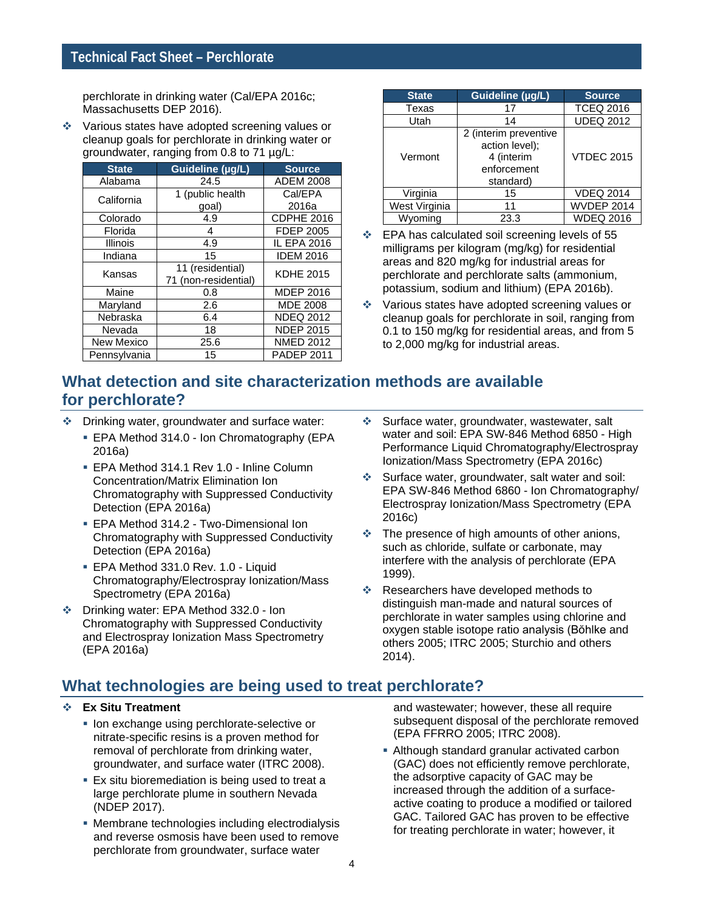perchlorate in drinking water (Cal/EPA 2016c; Massachusetts DEP 2016).

- Various states have adopted screening values or cleanup goals for perchlorate in drinking water or groundwater, ranging from 0.8 to 71 µg/L:

| State | Guideline (µg/L) | Source |
|---|---|---|
| Alabama | 24.5 | ADEM 2008 |
| California | 1 (public health goal) | Cal/EPA 2016a |
| Colorado | 4.9 | CDPHE 2016 |
| Florida | 4 | FDEP 2005 |
| Illinois | 4.9 | IL EPA 2016 |
| Indiana | 15 | IDEM 2016 |
| Kansas | 11 (residential) 71 (non-residential) | KDHE 2015 |
| Maine | 0.8 | MDEP 2016 |
| Maryland | 2.6 | MDE 2008 |
| Nebraska | 6.4 | NDEQ 2012 |
| Nevada | 18 | NDEP 2015 |
| New Mexico | 25.6 | NMED 2012 |
| Pennsylvania | 15 | PADEP 2011 |
| Texas | 17 | TCEQ 2016 |
| Utah | 14 | UDEQ 2012 |
| Vermont | 2 (interim preventive action level); 4 (interim enforcement standard) | VTDEC 2015 |
| Virginia | 15 | VDEQ 2014 |
| West Virginia | 11 | WVDEP 2014 |
| Wyoming | 23.3 | WDEQ 2016 |

- EPA has calculated soil screening levels of 55 milligrams per kilogram (mg/kg) for residential areas and 820 mg/kg for industrial areas for perchlorate and perchlorate salts (ammonium, potassium, sodium and lithium) (EPA 2016b).
- Various states have adopted screening values or cleanup goals for perchlorate in soil, ranging from 0.1 to 150 mg/kg for residential areas, and from 5 to 2,000 mg/kg for industrial areas.

## What detection and site characterization methods are available for perchlorate?

- Drinking water, groundwater and surface water:
  - EPA Method 314.0 - Ion Chromatography (EPA 2016a)
  - EPA Method 314.1 Rev 1.0 - Inline Column Concentration/Matrix Elimination Ion Chromatography with Suppressed Conductivity Detection (EPA 2016a)
  - EPA Method 314.2 - Two-Dimensional Ion Chromatography with Suppressed Conductivity Detection (EPA 2016a)
  - EPA Method 331.0 Rev. 1.0 - Liquid Chromatography/Electrospray Ionization/Mass Spectrometry (EPA 2016a)
- Drinking water: EPA Method 332.0 - Ion Chromatography with Suppressed Conductivity and Electrospray Ionization Mass Spectrometry (EPA 2016a)
- Surface water, groundwater, wastewater, salt water and soil: EPA SW-846 Method 6850 - High Performance Liquid Chromatography/Electrospray Ionization/Mass Spectrometry (EPA 2016c)
- Surface water, groundwater, salt water and soil: EPA SW-846 Method 6860 - Ion Chromatography/ Electrospray Ionization/Mass Spectrometry (EPA 2016c)
- The presence of high amounts of other anions, such as chloride, sulfate or carbonate, may interfere with the analysis of perchlorate (EPA 1999).
- Researchers have developed methods to distinguish man-made and natural sources of perchlorate in water samples using chlorine and oxygen stable isotope ratio analysis (Bŏhlke and others 2005; ITRC 2005; Sturchio and others 2014).

## What technologies are being used to treat perchlorate?

- **Ex Situ Treatment**
  - Ion exchange using perchlorate-selective or nitrate-specific resins is a proven method for removal of perchlorate from drinking water, groundwater, and surface water (ITRC 2008).
  - Ex situ bioremediation is being used to treat a large perchlorate plume in southern Nevada (NDEP 2017).
  - Membrane technologies including electrodialysis and reverse osmosis have been used to remove perchlorate from groundwater, surface water and wastewater; however, these all require subsequent disposal of the perchlorate removed (EPA FFRRO 2005; ITRC 2008).
  - Although standard granular activated carbon (GAC) does not efficiently remove perchlorate, the adsorptive capacity of GAC may be increased through the addition of a surface-active coating to produce a modified or tailored GAC. Tailored GAC has proven to be effective for treating perchlorate in water; however, it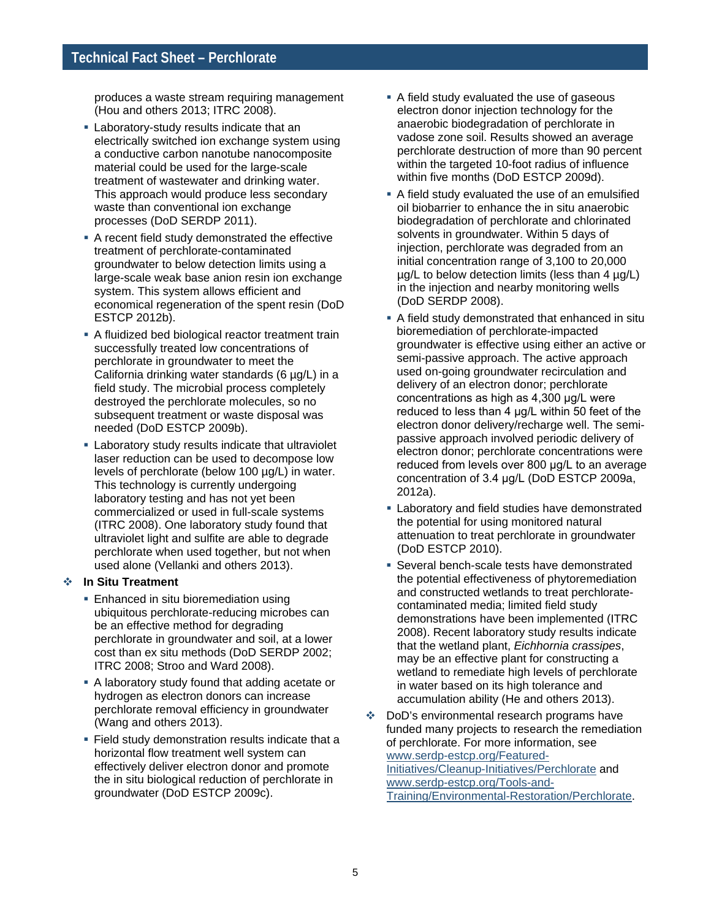produces a waste stream requiring management (Hou and others 2013; ITRC 2008).

- Laboratory-study results indicate that an electrically switched ion exchange system using a conductive carbon nanotube nanocomposite material could be used for the large-scale treatment of wastewater and drinking water. This approach would produce less secondary waste than conventional ion exchange processes (DoD SERDP 2011).
- A recent field study demonstrated the effective treatment of perchlorate-contaminated groundwater to below detection limits using a large-scale weak base anion resin ion exchange system. This system allows efficient and economical regeneration of the spent resin (DoD ESTCP 2012b).
- A fluidized bed biological reactor treatment train successfully treated low concentrations of perchlorate in groundwater to meet the California drinking water standards (6 µg/L) in a field study. The microbial process completely destroyed the perchlorate molecules, so no subsequent treatment or waste disposal was needed (DoD ESTCP 2009b).
- Laboratory study results indicate that ultraviolet laser reduction can be used to decompose low levels of perchlorate (below 100 µg/L) in water. This technology is currently undergoing laboratory testing and has not yet been commercialized or used in full-scale systems (ITRC 2008). One laboratory study found that ultraviolet light and sulfite are able to degrade perchlorate when used together, but not when used alone (Vellanki and others 2013).

❖ **In Situ Treatment**

- Enhanced in situ bioremediation using ubiquitous perchlorate-reducing microbes can be an effective method for degrading perchlorate in groundwater and soil, at a lower cost than ex situ methods (DoD SERDP 2002; ITRC 2008; Stroo and Ward 2008).
- A laboratory study found that adding acetate or hydrogen as electron donors can increase perchlorate removal efficiency in groundwater (Wang and others 2013).
- Field study demonstration results indicate that a horizontal flow treatment well system can effectively deliver electron donor and promote the in situ biological reduction of perchlorate in groundwater (DoD ESTCP 2009c).
- A field study evaluated the use of gaseous electron donor injection technology for the anaerobic biodegradation of perchlorate in vadose zone soil. Results showed an average perchlorate destruction of more than 90 percent within the targeted 10-foot radius of influence within five months (DoD ESTCP 2009d).
- A field study evaluated the use of an emulsified oil biobarrier to enhance the in situ anaerobic biodegradation of perchlorate and chlorinated solvents in groundwater. Within 5 days of injection, perchlorate was degraded from an initial concentration range of 3,100 to 20,000 µg/L to below detection limits (less than 4 µg/L) in the injection and nearby monitoring wells (DoD SERDP 2008).
- A field study demonstrated that enhanced in situ bioremediation of perchlorate-impacted groundwater is effective using either an active or semi-passive approach. The active approach used on-going groundwater recirculation and delivery of an electron donor; perchlorate concentrations as high as 4,300 µg/L were reduced to less than 4 µg/L within 50 feet of the electron donor delivery/recharge well. The semi-passive approach involved periodic delivery of electron donor; perchlorate concentrations were reduced from levels over 800 µg/L to an average concentration of 3.4 µg/L (DoD ESTCP 2009a, 2012a).
- Laboratory and field studies have demonstrated the potential for using monitored natural attenuation to treat perchlorate in groundwater (DoD ESTCP 2010).
- Several bench-scale tests have demonstrated the potential effectiveness of phytoremediation and constructed wetlands to treat perchlorate-contaminated media; limited field study demonstrations have been implemented (ITRC 2008). Recent laboratory study results indicate that the wetland plant, *Eichhornia crassipes*, may be an effective plant for constructing a wetland to remediate high levels of perchlorate in water based on its high tolerance and accumulation ability (He and others 2013).

❖ DoD's environmental research programs have funded many projects to research the remediation of perchlorate. For more information, see www.serdp-estcp.org/Featured-Initiatives/Cleanup-Initiatives/Perchlorate and www.serdp-estcp.org/Tools-and-Training/Environmental-Restoration/Perchlorate.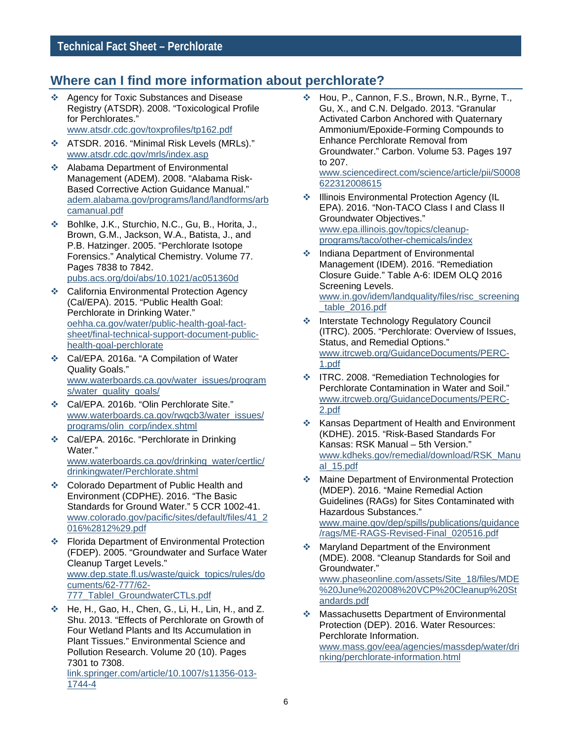## Where can I find more information about perchlorate?

- Agency for Toxic Substances and Disease Registry (ATSDR). 2008. "Toxicological Profile for Perchlorates." www.atsdr.cdc.gov/toxprofiles/tp162.pdf
- ATSDR. 2016. "Minimal Risk Levels (MRLs)." www.atsdr.cdc.gov/mrls/index.asp
- Alabama Department of Environmental Management (ADEM). 2008. "Alabama Risk-Based Corrective Action Guidance Manual." adem.alabama.gov/programs/land/landforms/arbcamanual.pdf
- Bohlke, J.K., Sturchio, N.C., Gu, B., Horita, J., Brown, G.M., Jackson, W.A., Batista, J., and P.B. Hatzinger. 2005. "Perchlorate Isotope Forensics." Analytical Chemistry. Volume 77. Pages 7838 to 7842. pubs.acs.org/doi/abs/10.1021/ac051360d
- California Environmental Protection Agency (Cal/EPA). 2015. "Public Health Goal: Perchlorate in Drinking Water." oehha.ca.gov/water/public-health-goal-fact-sheet/final-technical-support-document-public-health-goal-perchlorate
- Cal/EPA. 2016a. "A Compilation of Water Quality Goals." www.waterboards.ca.gov/water_issues/programs/water_quality_goals/
- Cal/EPA. 2016b. "Olin Perchlorate Site." www.waterboards.ca.gov/rwqcb3/water_issues/programs/olin_corp/index.shtml
- Cal/EPA. 2016c. "Perchlorate in Drinking Water." www.waterboards.ca.gov/drinking_water/certlic/drinkingwater/Perchlorate.shtml
- Colorado Department of Public Health and Environment (CDPHE). 2016. "The Basic Standards for Ground Water." 5 CCR 1002-41. www.colorado.gov/pacific/sites/default/files/41_2016%2812%29.pdf
- Florida Department of Environmental Protection (FDEP). 2005. "Groundwater and Surface Water Cleanup Target Levels." www.dep.state.fl.us/waste/quick_topics/rules/documents/62-777/62-777_TableI_GroundwaterCTLs.pdf
- He, H., Gao, H., Chen, G., Li, H., Lin, H., and Z. Shu. 2013. "Effects of Perchlorate on Growth of Four Wetland Plants and Its Accumulation in Plant Tissues." Environmental Science and Pollution Research. Volume 20 (10). Pages 7301 to 7308. link.springer.com/article/10.1007/s11356-013-1744-4
- Hou, P., Cannon, F.S., Brown, N.R., Byrne, T., Gu, X., and C.N. Delgado. 2013. "Granular Activated Carbon Anchored with Quaternary Ammonium/Epoxide-Forming Compounds to Enhance Perchlorate Removal from Groundwater." Carbon. Volume 53. Pages 197 to 207. www.sciencedirect.com/science/article/pii/S0008622312008615
- Illinois Environmental Protection Agency (IL EPA). 2016. "Non-TACO Class I and Class II Groundwater Objectives." www.epa.illinois.gov/topics/cleanup-programs/taco/other-chemicals/index
- Indiana Department of Environmental Management (IDEM). 2016. "Remediation Closure Guide." Table A-6: IDEM OLQ 2016 Screening Levels. www.in.gov/idem/landquality/files/risc_screening_table_2016.pdf
- Interstate Technology Regulatory Council (ITRC). 2005. "Perchlorate: Overview of Issues, Status, and Remedial Options." www.itrcweb.org/GuidanceDocuments/PERC-1.pdf
- ITRC. 2008. "Remediation Technologies for Perchlorate Contamination in Water and Soil." www.itrcweb.org/GuidanceDocuments/PERC-2.pdf
- Kansas Department of Health and Environment (KDHE). 2015. "Risk-Based Standards For Kansas: RSK Manual – 5th Version." www.kdheks.gov/remedial/download/RSK_Manual_15.pdf
- Maine Department of Environmental Protection (MDEP). 2016. "Maine Remedial Action Guidelines (RAGs) for Sites Contaminated with Hazardous Substances." www.maine.gov/dep/spills/publications/guidance/rags/ME-RAGS-Revised-Final_020516.pdf
- Maryland Department of the Environment (MDE). 2008. "Cleanup Standards for Soil and Groundwater." www.phaseonline.com/assets/Site_18/files/MDE%20June%202008%20VCP%20Cleanup%20Standards.pdf
- Massachusetts Department of Environmental Protection (DEP). 2016. Water Resources: Perchlorate Information. www.mass.gov/eea/agencies/massdep/water/drinking/perchlorate-information.html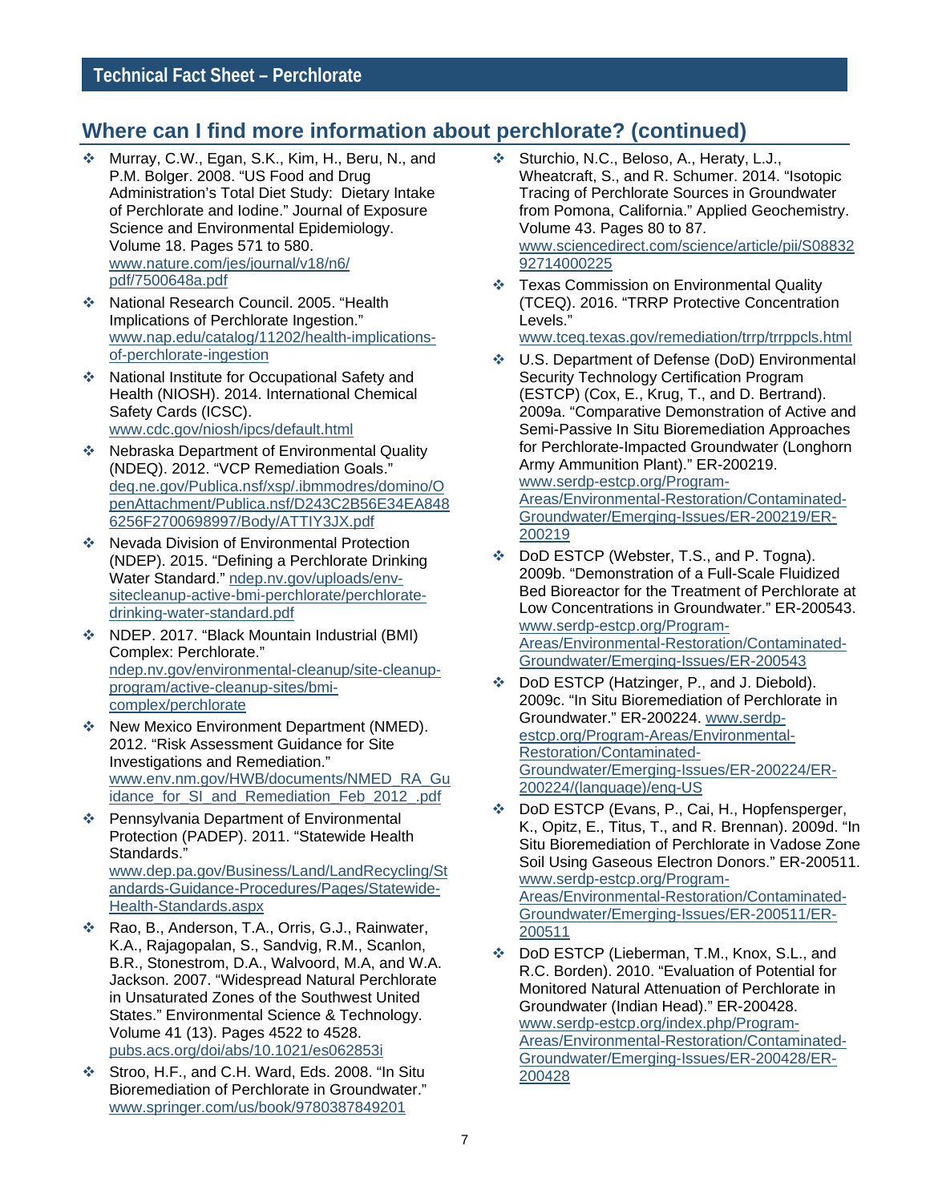## Where can I find more information about perchlorate? (continued)

- Murray, C.W., Egan, S.K., Kim, H., Beru, N., and P.M. Bolger. 2008. "US Food and Drug Administration's Total Diet Study: Dietary Intake of Perchlorate and Iodine." Journal of Exposure Science and Environmental Epidemiology. Volume 18. Pages 571 to 580. www.nature.com/jes/journal/v18/n6/pdf/7500648a.pdf
- National Research Council. 2005. "Health Implications of Perchlorate Ingestion." www.nap.edu/catalog/11202/health-implications-of-perchlorate-ingestion
- National Institute for Occupational Safety and Health (NIOSH). 2014. International Chemical Safety Cards (ICSC). www.cdc.gov/niosh/ipcs/default.html
- Nebraska Department of Environmental Quality (NDEQ). 2012. "VCP Remediation Goals." deq.ne.gov/Publica.nsf/xsp/.ibmmodres/domino/OpenAttachment/Publica.nsf/D243C2B56E34EA8486256F2700698997/Body/ATTIY3JX.pdf
- Nevada Division of Environmental Protection (NDEP). 2015. "Defining a Perchlorate Drinking Water Standard." ndep.nv.gov/uploads/env-sitecleanup-active-bmi-perchlorate/perchlorate-drinking-water-standard.pdf
- NDEP. 2017. "Black Mountain Industrial (BMI) Complex: Perchlorate." ndep.nv.gov/environmental-cleanup/site-cleanup-program/active-cleanup-sites/bmi-complex/perchlorate
- New Mexico Environment Department (NMED). 2012. "Risk Assessment Guidance for Site Investigations and Remediation." www.env.nm.gov/HWB/documents/NMED_RA_Guidance_for_SI_and_Remediation_Feb_2012_.pdf
- Pennsylvania Department of Environmental Protection (PADEP). 2011. "Statewide Health Standards." www.dep.pa.gov/Business/Land/LandRecycling/Standards-Guidance-Procedures/Pages/Statewide-Health-Standards.aspx
- Rao, B., Anderson, T.A., Orris, G.J., Rainwater, K.A., Rajagopalan, S., Sandvig, R.M., Scanlon, B.R., Stonestrom, D.A., Walvoord, M.A, and W.A. Jackson. 2007. "Widespread Natural Perchlorate in Unsaturated Zones of the Southwest United States." Environmental Science & Technology. Volume 41 (13). Pages 4522 to 4528. pubs.acs.org/doi/abs/10.1021/es062853i
- Stroo, H.F., and C.H. Ward, Eds. 2008. "In Situ Bioremediation of Perchlorate in Groundwater." www.springer.com/us/book/9780387849201
- Sturchio, N.C., Beloso, A., Heraty, L.J., Wheatcraft, S., and R. Schumer. 2014. "Isotopic Tracing of Perchlorate Sources in Groundwater from Pomona, California." Applied Geochemistry. Volume 43. Pages 80 to 87. www.sciencedirect.com/science/article/pii/S0883292714000225
- Texas Commission on Environmental Quality (TCEQ). 2016. "TRRP Protective Concentration Levels." www.tceq.texas.gov/remediation/trrp/trrppcls.html
- U.S. Department of Defense (DoD) Environmental Security Technology Certification Program (ESTCP) (Cox, E., Krug, T., and D. Bertrand). 2009a. "Comparative Demonstration of Active and Semi-Passive In Situ Bioremediation Approaches for Perchlorate-Impacted Groundwater (Longhorn Army Ammunition Plant)." ER-200219. www.serdp-estcp.org/Program-Areas/Environmental-Restoration/Contaminated-Groundwater/Emerging-Issues/ER-200219/ER-200219
- DoD ESTCP (Webster, T.S., and P. Togna). 2009b. "Demonstration of a Full-Scale Fluidized Bed Bioreactor for the Treatment of Perchlorate at Low Concentrations in Groundwater." ER-200543. www.serdp-estcp.org/Program-Areas/Environmental-Restoration/Contaminated-Groundwater/Emerging-Issues/ER-200543
- DoD ESTCP (Hatzinger, P., and J. Diebold). 2009c. "In Situ Bioremediation of Perchlorate in Groundwater." ER-200224. www.serdp-estcp.org/Program-Areas/Environmental-Restoration/Contaminated-Groundwater/Emerging-Issues/ER-200224/ER-200224/(language)/eng-US
- DoD ESTCP (Evans, P., Cai, H., Hopfensperger, K., Opitz, E., Titus, T., and R. Brennan). 2009d. "In Situ Bioremediation of Perchlorate in Vadose Zone Soil Using Gaseous Electron Donors." ER-200511. www.serdp-estcp.org/Program-Areas/Environmental-Restoration/Contaminated-Groundwater/Emerging-Issues/ER-200511/ER-200511
- DoD ESTCP (Lieberman, T.M., Knox, S.L., and R.C. Borden). 2010. "Evaluation of Potential for Monitored Natural Attenuation of Perchlorate in Groundwater (Indian Head)." ER-200428. www.serdp-estcp.org/index.php/Program-Areas/Environmental-Restoration/Contaminated-Groundwater/Emerging-Issues/ER-200428/ER-200428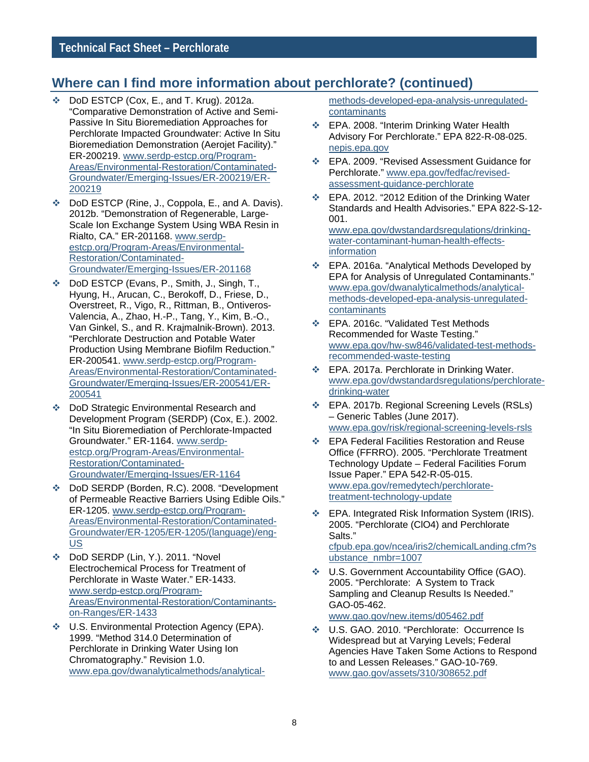## Where can I find more information about perchlorate? (continued)

- DoD ESTCP (Cox, E., and T. Krug). 2012a. "Comparative Demonstration of Active and Semi-Passive In Situ Bioremediation Approaches for Perchlorate Impacted Groundwater: Active In Situ Bioremediation Demonstration (Aerojet Facility)." ER-200219. www.serdp-estcp.org/Program-Areas/Environmental-Restoration/Contaminated-Groundwater/Emerging-Issues/ER-200219/ER-200219
- DoD ESTCP (Rine, J., Coppola, E., and A. Davis). 2012b. "Demonstration of Regenerable, Large-Scale Ion Exchange System Using WBA Resin in Rialto, CA." ER-201168. www.serdp-estcp.org/Program-Areas/Environmental-Restoration/Contaminated-Groundwater/Emerging-Issues/ER-201168
- DoD ESTCP (Evans, P., Smith, J., Singh, T., Hyung, H., Arucan, C., Berokoff, D., Friese, D., Overstreet, R., Vigo, R., Rittman, B., Ontiveros-Valencia, A., Zhao, H.-P., Tang, Y., Kim, B.-O., Van Ginkel, S., and R. Krajmalnik-Brown). 2013. "Perchlorate Destruction and Potable Water Production Using Membrane Biofilm Reduction." ER-200541. www.serdp-estcp.org/Program-Areas/Environmental-Restoration/Contaminated-Groundwater/Emerging-Issues/ER-200541/ER-200541
- DoD Strategic Environmental Research and Development Program (SERDP) (Cox, E.). 2002. "In Situ Bioremediation of Perchlorate-Impacted Groundwater." ER-1164. www.serdp-estcp.org/Program-Areas/Environmental-Restoration/Contaminated-Groundwater/Emerging-Issues/ER-1164
- DoD SERDP (Borden, R.C). 2008. "Development of Permeable Reactive Barriers Using Edible Oils." ER-1205. www.serdp-estcp.org/Program-Areas/Environmental-Restoration/Contaminated-Groundwater/ER-1205/ER-1205/(language)/eng-US
- DoD SERDP (Lin, Y.). 2011. "Novel Electrochemical Process for Treatment of Perchlorate in Waste Water." ER-1433. www.serdp-estcp.org/Program-Areas/Environmental-Restoration/Contaminants-on-Ranges/ER-1433
- U.S. Environmental Protection Agency (EPA). 1999. "Method 314.0 Determination of Perchlorate in Drinking Water Using Ion Chromatography." Revision 1.0. www.epa.gov/dwanalyticalmethods/analytical-methods-developed-epa-analysis-unregulated-contaminants
- EPA. 2008. "Interim Drinking Water Health Advisory For Perchlorate." EPA 822-R-08-025. nepis.epa.gov
- EPA. 2009. "Revised Assessment Guidance for Perchlorate." www.epa.gov/fedfac/revised-assessment-guidance-perchlorate
- EPA. 2012. "2012 Edition of the Drinking Water Standards and Health Advisories." EPA 822-S-12-001. www.epa.gov/dwstandardsregulations/drinking-water-contaminant-human-health-effects-information
- EPA. 2016a. "Analytical Methods Developed by EPA for Analysis of Unregulated Contaminants." www.epa.gov/dwanalyticalmethods/analytical-methods-developed-epa-analysis-unregulated-contaminants
- EPA. 2016c. "Validated Test Methods Recommended for Waste Testing." www.epa.gov/hw-sw846/validated-test-methods-recommended-waste-testing
- EPA. 2017a. Perchlorate in Drinking Water. www.epa.gov/dwstandardsregulations/perchlorate-drinking-water
- EPA. 2017b. Regional Screening Levels (RSLs) – Generic Tables (June 2017). www.epa.gov/risk/regional-screening-levels-rsls
- EPA Federal Facilities Restoration and Reuse Office (FFRRO). 2005. "Perchlorate Treatment Technology Update – Federal Facilities Forum Issue Paper." EPA 542-R-05-015. www.epa.gov/remedytech/perchlorate-treatment-technology-update
- EPA. Integrated Risk Information System (IRIS). 2005. "Perchlorate (ClO4) and Perchlorate Salts." cfpub.epa.gov/ncea/iris2/chemicalLanding.cfm?substance_nmbr=1007
- U.S. Government Accountability Office (GAO). 2005. "Perchlorate: A System to Track Sampling and Cleanup Results Is Needed." GAO-05-462. www.gao.gov/new.items/d05462.pdf
- U.S. GAO. 2010. "Perchlorate: Occurrence Is Widespread but at Varying Levels; Federal Agencies Have Taken Some Actions to Respond to and Lessen Releases." GAO-10-769. www.gao.gov/assets/310/308652.pdf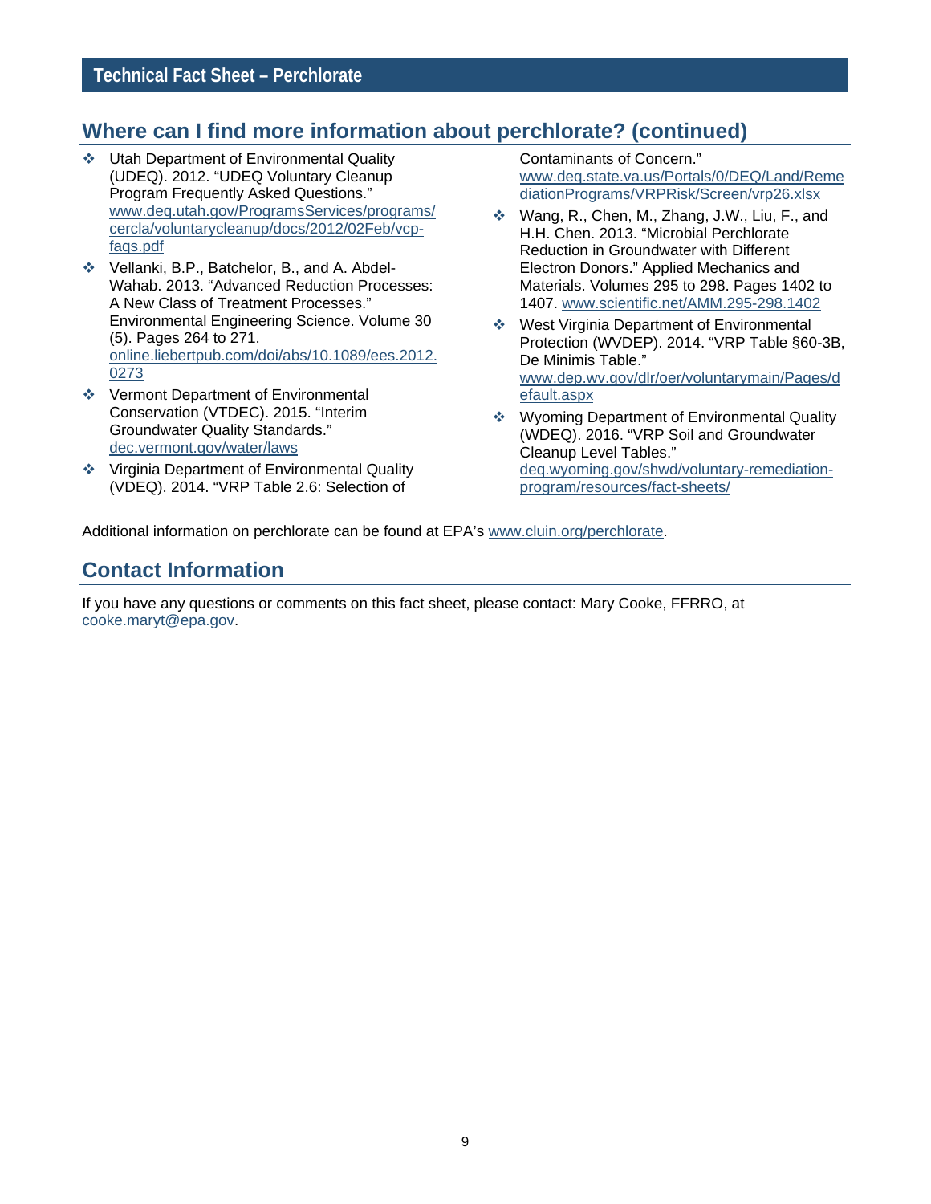## Where can I find more information about perchlorate? (continued)

- Utah Department of Environmental Quality (UDEQ). 2012. "UDEQ Voluntary Cleanup Program Frequently Asked Questions." www.deq.utah.gov/ProgramsServices/programs/cercla/voluntarycleanup/docs/2012/02Feb/vcp-faqs.pdf
- Vellanki, B.P., Batchelor, B., and A. Abdel-Wahab. 2013. "Advanced Reduction Processes: A New Class of Treatment Processes." Environmental Engineering Science. Volume 30 (5). Pages 264 to 271. online.liebertpub.com/doi/abs/10.1089/ees.2012.0273
- Vermont Department of Environmental Conservation (VTDEC). 2015. "Interim Groundwater Quality Standards." dec.vermont.gov/water/laws
- Virginia Department of Environmental Quality (VDEQ). 2014. "VRP Table 2.6: Selection of Contaminants of Concern." www.deq.state.va.us/Portals/0/DEQ/Land/RemediationPrograms/VRPRisk/Screen/vrp26.xlsx
- Wang, R., Chen, M., Zhang, J.W., Liu, F., and H.H. Chen. 2013. "Microbial Perchlorate Reduction in Groundwater with Different Electron Donors." Applied Mechanics and Materials. Volumes 295 to 298. Pages 1402 to 1407. www.scientific.net/AMM.295-298.1402
- West Virginia Department of Environmental Protection (WVDEP). 2014. "VRP Table §60-3B, De Minimis Table." www.dep.wv.gov/dlr/oer/voluntarymain/Pages/default.aspx
- Wyoming Department of Environmental Quality (WDEQ). 2016. "VRP Soil and Groundwater Cleanup Level Tables." deq.wyoming.gov/shwd/voluntary-remediation-program/resources/fact-sheets/

Additional information on perchlorate can be found at EPA's www.cluin.org/perchlorate.

## Contact Information

If you have any questions or comments on this fact sheet, please contact: Mary Cooke, FFRRO, at cooke.maryt@epa.gov.